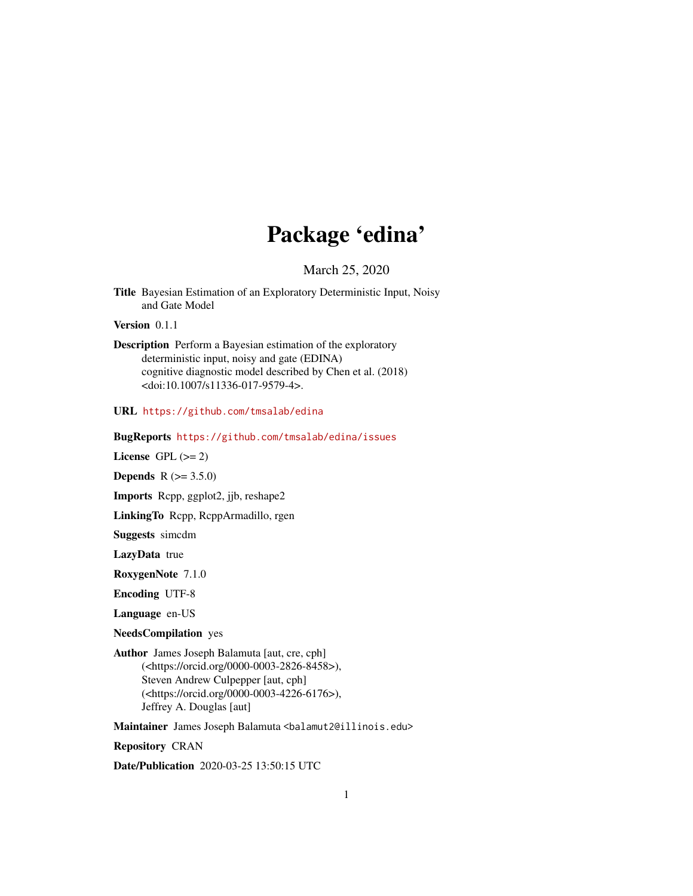# Package 'edina'

March 25, 2020

**Title** Bayesian Estimation of an Exploratory Deterministic Input, Noisy and Gate Model

**Version** 0.1.1

**Description** Perform a Bayesian estimation of the exploratory deterministic input, noisy and gate (EDINA) cognitive diagnostic model described by Chen et al. (2018) <doi:10.1007/s11336-017-9579-4>.

**URL** https://github.com/tmsalab/edina

**BugReports** https://github.com/tmsalab/edina/issues

**License** GPL (>= 2)

**Depends** R (>= 3.5.0)

**Imports** Rcpp, ggplot2, jjb, reshape2

**LinkingTo** Rcpp, RcppArmadillo, rgen

**Suggests** simcdm

**LazyData** true

**RoxygenNote** 7.1.0

**Encoding** UTF-8

**Language** en-US

**NeedsCompilation** yes

**Author** James Joseph Balamuta [aut, cre, cph] (<https://orcid.org/0000-0003-2826-8458>), Steven Andrew Culpepper [aut, cph] (<https://orcid.org/0000-0003-4226-6176>), Jeffrey A. Douglas [aut]

**Maintainer** James Joseph Balamuta <balamut2@illinois.edu>

**Repository** CRAN

**Date/Publication** 2020-03-25 13:50:15 UTC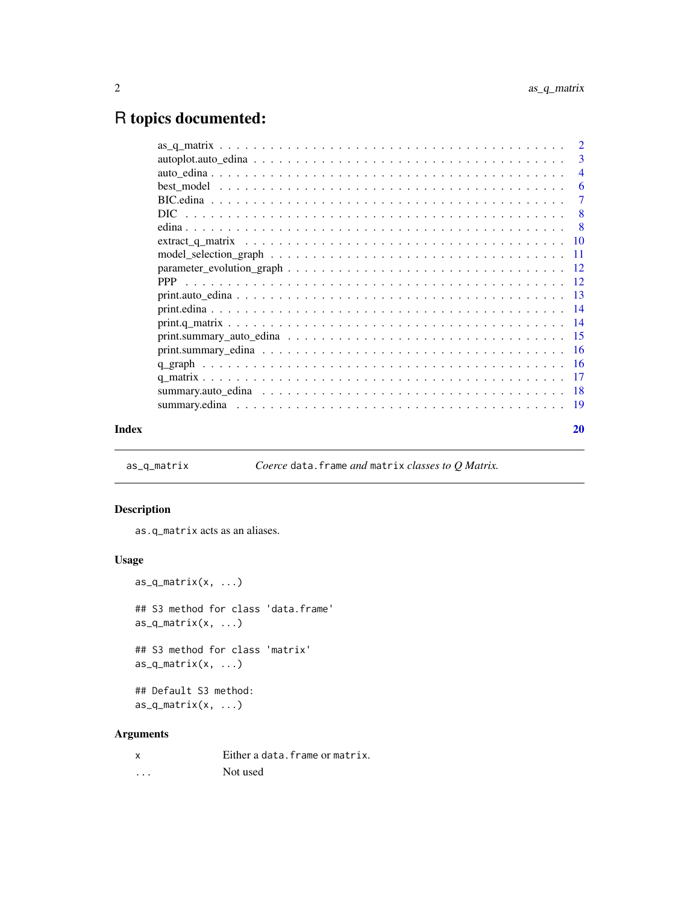# R topics documented:

| | |
|---|---|
| as_q_matrix | 2 |
| autoplot.auto_edina | 3 |
| auto_edina | 4 |
| best_model | 6 |
| BIC.edina | 7 |
| DIC | 8 |
| edina | 8 |
| extract_q_matrix | 10 |
| model_selection_graph | 11 |
| parameter_evolution_graph | 12 |
| PPP | 12 |
| print.auto_edina | 13 |
| print.edina | 14 |
| print.q_matrix | 14 |
| print.summary_auto_edina | 15 |
| print.summary_edina | 16 |
| q_graph | 16 |
| q_matrix | 17 |
| summary.auto_edina | 18 |
| summary.edina | 19 |

**Index** **20**

---

`as_q_matrix` *Coerce* `data.frame` *and* `matrix` *classes to Q Matrix.*

---

## Description

`as.q_matrix` acts as an aliases.

## Usage

```
as_q_matrix(x, ...)

## S3 method for class 'data.frame'
as_q_matrix(x, ...)

## S3 method for class 'matrix'
as_q_matrix(x, ...)

## Default S3 method:
as_q_matrix(x, ...)
```

## Arguments

| | |
|---|---|
| `x` | Either a `data.frame` or `matrix`. |
| `...` | Not used |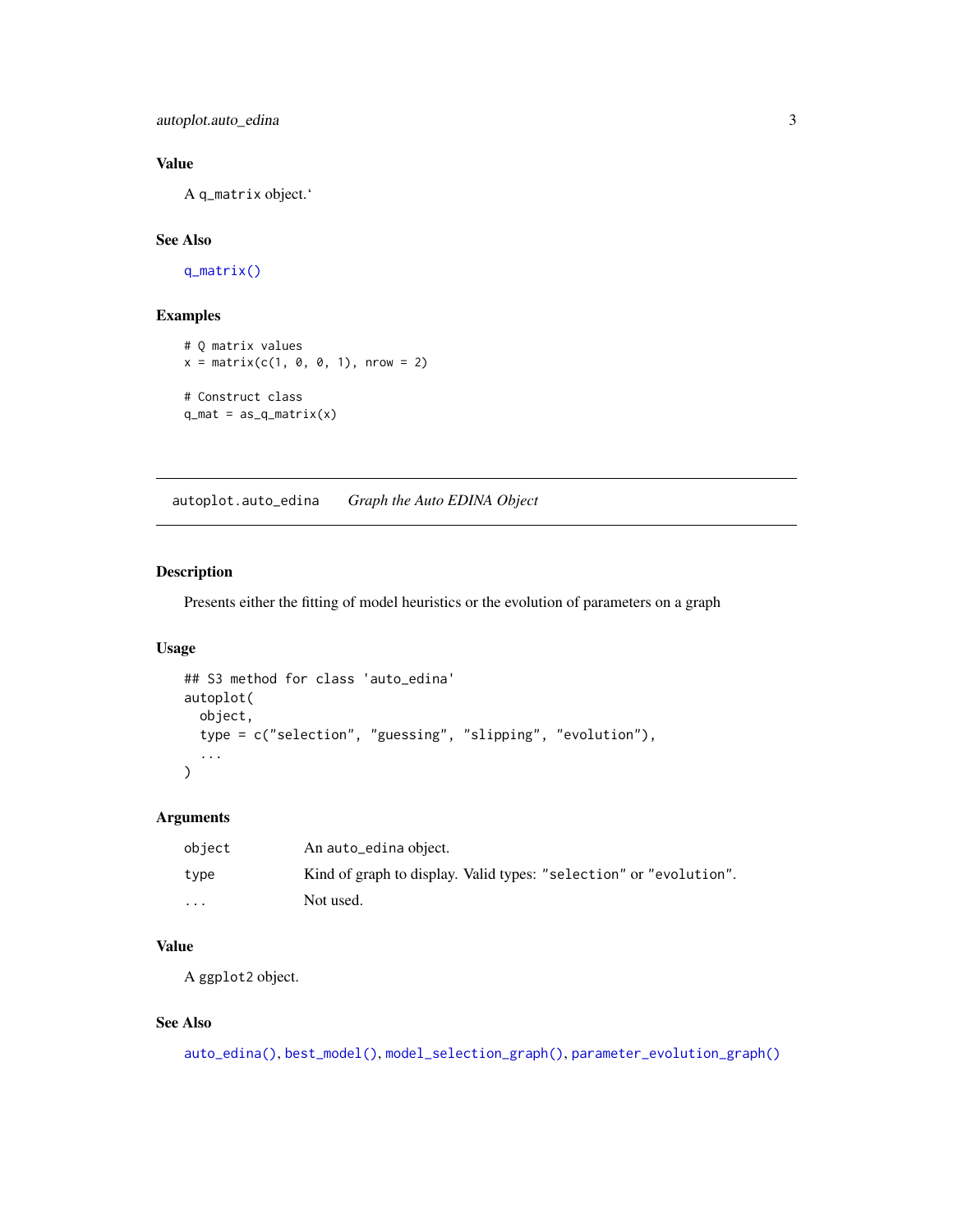### Value

A `q_matrix` object.‘

### See Also

`q_matrix()`

### Examples

```
# Q matrix values
x = matrix(c(1, 0, 0, 1), nrow = 2)

# Construct class
q_mat = as_q_matrix(x)
```

---

## autoplot.auto_edina *Graph the Auto EDINA Object*

### Description

Presents either the fitting of model heuristics or the evolution of parameters on a graph

### Usage

```
## S3 method for class 'auto_edina'
autoplot(
  object,
  type = c("selection", "guessing", "slipping", "evolution"),
  ...
)
```

### Arguments

| | |
|---|---|
| `object` | An `auto_edina` object. |
| `type` | Kind of graph to display. Valid types: `"selection"` or `"evolution"`. |
| `...` | Not used. |

### Value

A `ggplot2` object.

### See Also

`auto_edina()`, `best_model()`, `model_selection_graph()`, `parameter_evolution_graph()`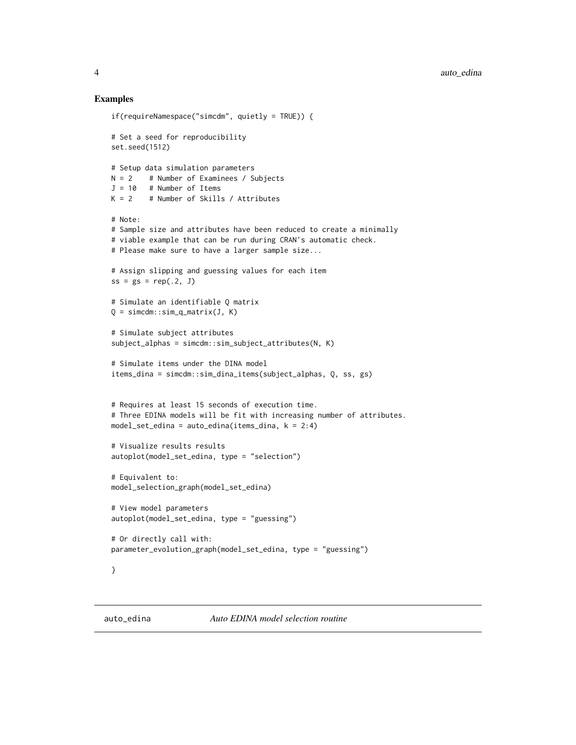## Examples

```
if(requireNamespace("simcdm", quietly = TRUE)) {

# Set a seed for reproducibility
set.seed(1512)

# Setup data simulation parameters
N = 2    # Number of Examinees / Subjects
J = 10   # Number of Items
K = 2    # Number of Skills / Attributes

# Note:
# Sample size and attributes have been reduced to create a minimally
# viable example that can be run during CRAN's automatic check.
# Please make sure to have a larger sample size...

# Assign slipping and guessing values for each item
ss = gs = rep(.2, J)

# Simulate an identifiable Q matrix
Q = simcdm::sim_q_matrix(J, K)

# Simulate subject attributes
subject_alphas = simcdm::sim_subject_attributes(N, K)

# Simulate items under the DINA model
items_dina = simcdm::sim_dina_items(subject_alphas, Q, ss, gs)


# Requires at least 15 seconds of execution time.
# Three EDINA models will be fit with increasing number of attributes.
model_set_edina = auto_edina(items_dina, k = 2:4)

# Visualize results results
autoplot(model_set_edina, type = "selection")

# Equivalent to:
model_selection_graph(model_set_edina)

# View model parameters
autoplot(model_set_edina, type = "guessing")

# Or directly call with:
parameter_evolution_graph(model_set_edina, type = "guessing")

}
```

---

## auto_edina — *Auto EDINA model selection routine*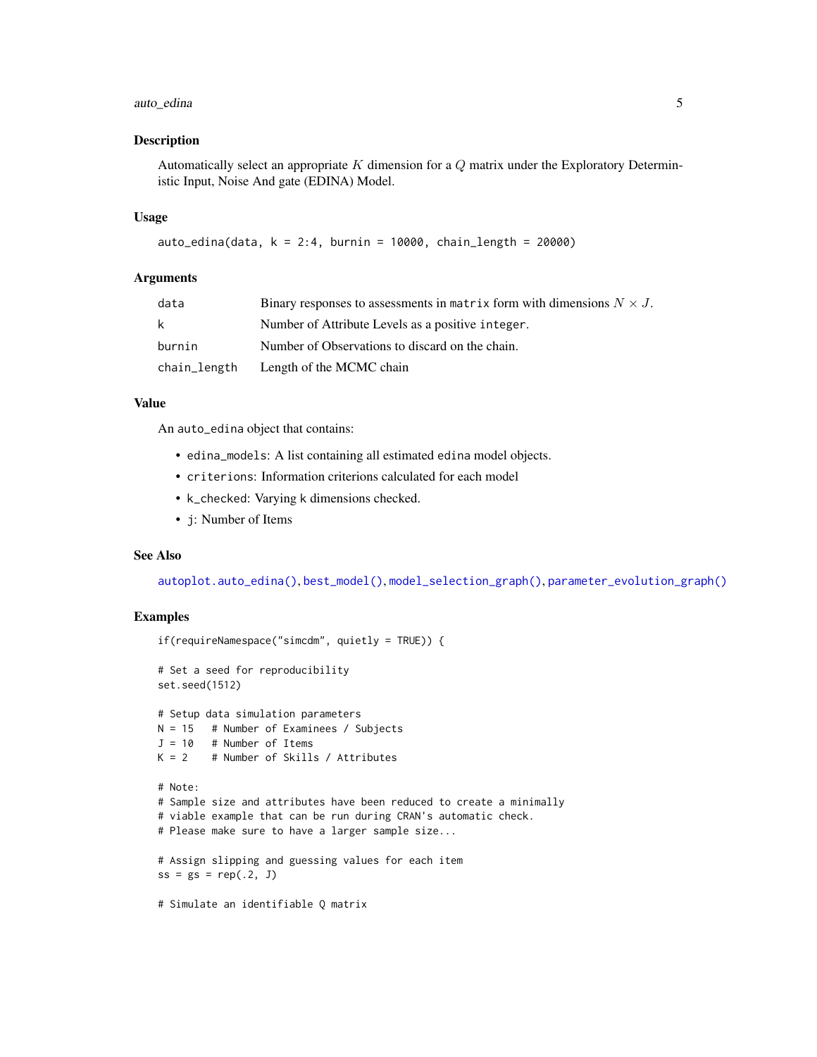### Description

Automatically select an appropriate $K$ dimension for a $Q$ matrix under the Exploratory Deterministic Input, Noise And gate (EDINA) Model.

### Usage

```
auto_edina(data, k = 2:4, burnin = 10000, chain_length = 20000)
```

### Arguments

| | |
|---|---|
| data | Binary responses to assessments in `matrix` form with dimensions $N \times J$. |
| k | Number of Attribute Levels as a positive `integer`. |
| burnin | Number of Observations to discard on the chain. |
| chain_length | Length of the MCMC chain |

### Value

An `auto_edina` object that contains:

- `edina_models`: A list containing all estimated `edina` model objects.
- `criterions`: Information criterions calculated for each model
- `k_checked`: Varying `k` dimensions checked.
- `j`: Number of Items

### See Also

`autoplot.auto_edina()`, `best_model()`, `model_selection_graph()`, `parameter_evolution_graph()`

### Examples

```
if(requireNamespace("simcdm", quietly = TRUE)) {

# Set a seed for reproducibility
set.seed(1512)

# Setup data simulation parameters
N = 15   # Number of Examinees / Subjects
J = 10   # Number of Items
K = 2    # Number of Skills / Attributes

# Note:
# Sample size and attributes have been reduced to create a minimally
# viable example that can be run during CRAN's automatic check.
# Please make sure to have a larger sample size...

# Assign slipping and guessing values for each item
ss = gs = rep(.2, J)

# Simulate an identifiable Q matrix
```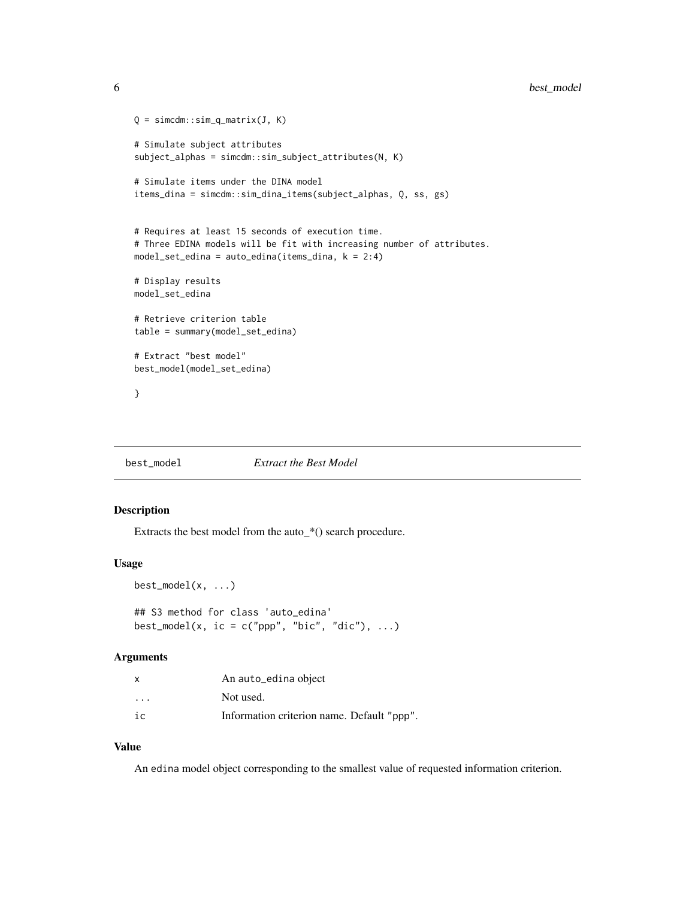```
Q = simcdm::sim_q_matrix(J, K)

# Simulate subject attributes
subject_alphas = simcdm::sim_subject_attributes(N, K)

# Simulate items under the DINA model
items_dina = simcdm::sim_dina_items(subject_alphas, Q, ss, gs)


# Requires at least 15 seconds of execution time.
# Three EDINA models will be fit with increasing number of attributes.
model_set_edina = auto_edina(items_dina, k = 2:4)

# Display results
model_set_edina

# Retrieve criterion table
table = summary(model_set_edina)

# Extract "best model"
best_model(model_set_edina)

}
```

## best_model — *Extract the Best Model*

### Description

Extracts the best model from the auto_*() search procedure.

### Usage

```
best_model(x, ...)

## S3 method for class 'auto_edina'
best_model(x, ic = c("ppp", "bic", "dic"), ...)
```

### Arguments

| | |
|---|---|
| x | An auto_edina object |
| ... | Not used. |
| ic | Information criterion name. Default "ppp". |

### Value

An edina model object corresponding to the smallest value of requested information criterion.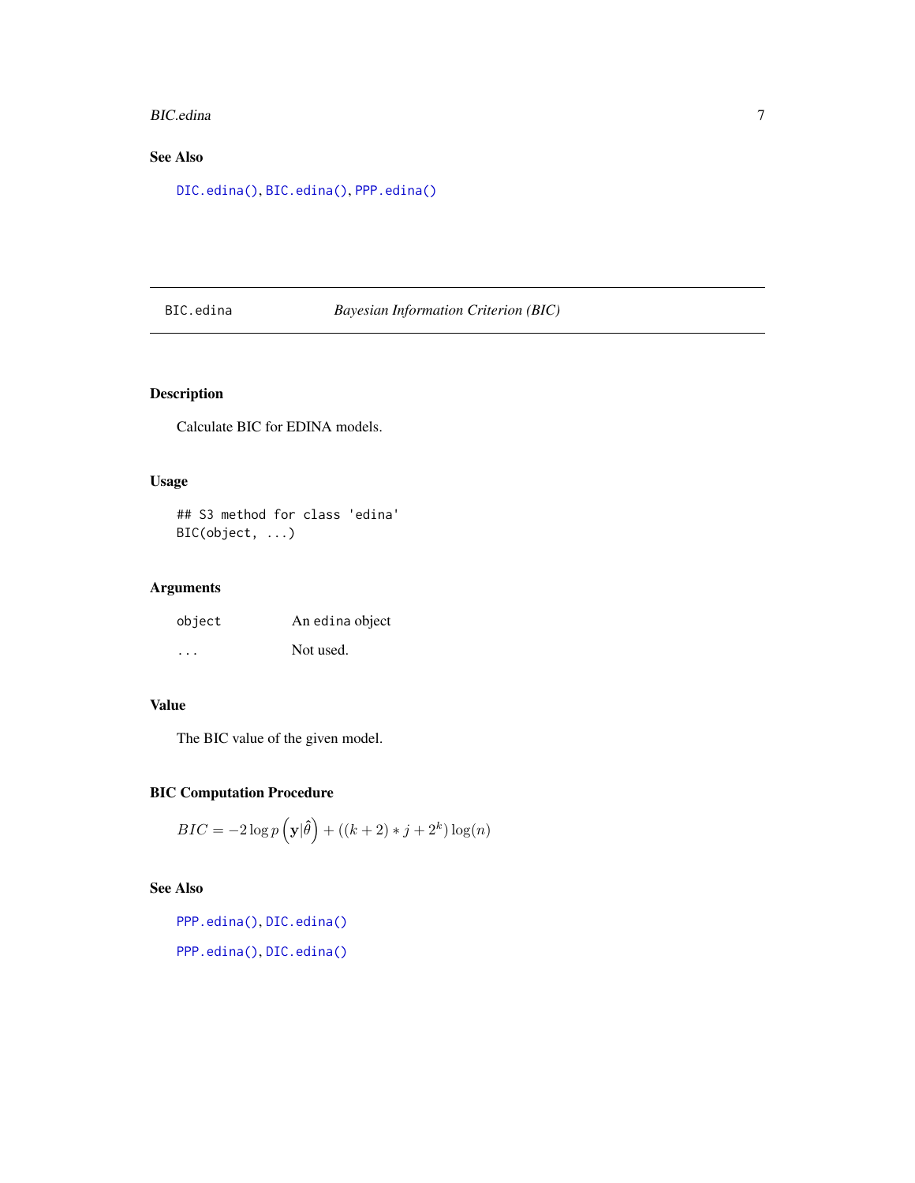## See Also

`DIC.edina()`, `BIC.edina()`, `PPP.edina()`

---

`BIC.edina` *Bayesian Information Criterion (BIC)*

---

### Description

Calculate BIC for EDINA models.

### Usage

```
## S3 method for class 'edina'
BIC(object, ...)
```

### Arguments

| | |
|---|---|
| `object` | An edina object |
| `...` | Not used. |

### Value

The BIC value of the given model.

### BIC Computation Procedure

$$BIC = -2 \log p\left(\mathbf{y}|\hat{\theta}\right) + ((k+2) * j + 2^k) \log(n)$$

### See Also

`PPP.edina()`, `DIC.edina()`

`PPP.edina()`, `DIC.edina()`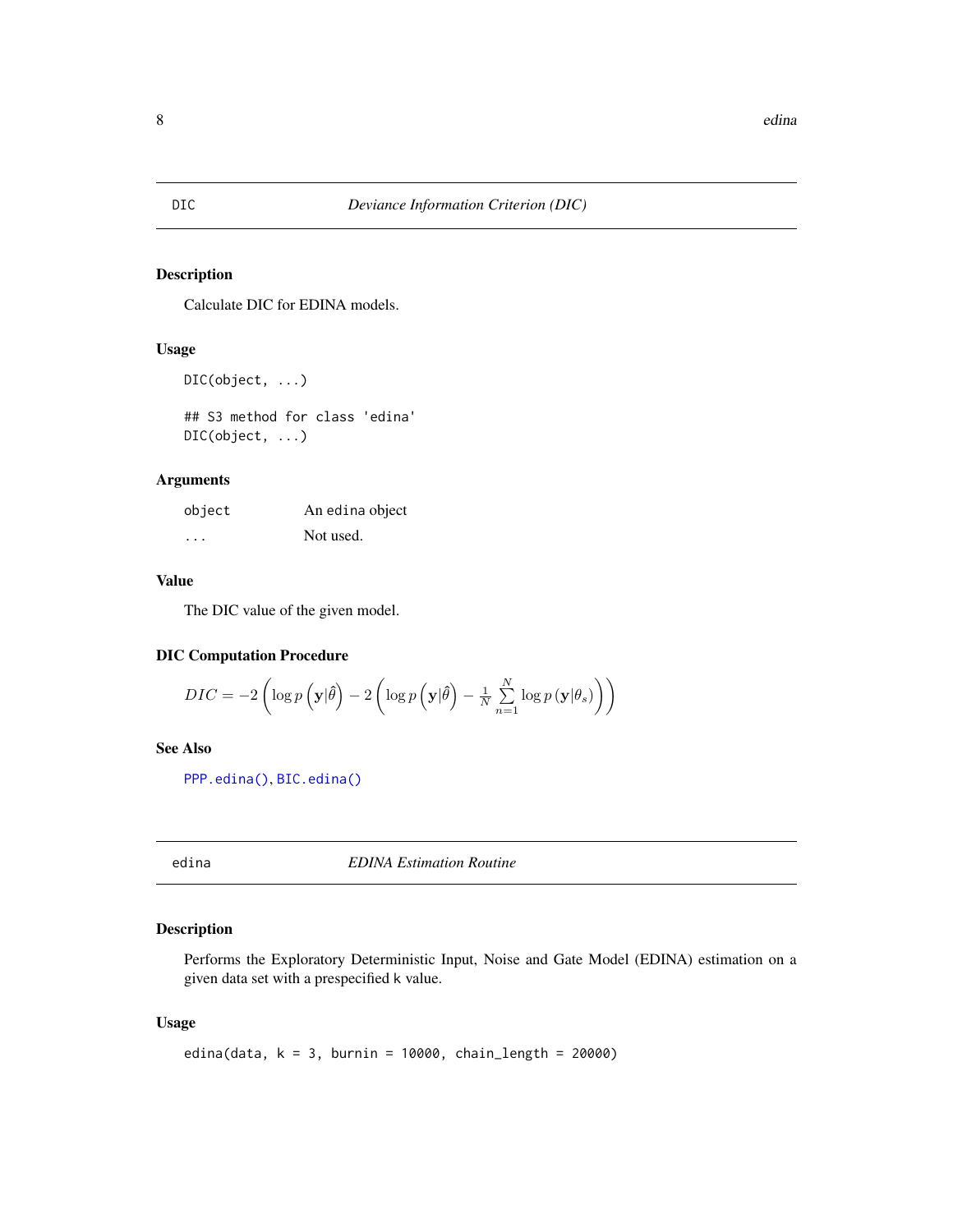## DIC — *Deviance Information Criterion (DIC)*

### Description

Calculate DIC for EDINA models.

### Usage

```
DIC(object, ...)

## S3 method for class 'edina'
DIC(object, ...)
```

### Arguments

| | |
|---|---|
| `object` | An edina object |
| `...` | Not used. |

### Value

The DIC value of the given model.

### DIC Computation Procedure

$$DIC = -2\left(\log p\left(\mathbf{y}|\hat{\theta}\right) - 2\left(\log p\left(\mathbf{y}|\hat{\theta}\right) - \frac{1}{N}\sum_{n=1}^{N}\log p\left(\mathbf{y}|\theta_s\right)\right)\right)$$

### See Also

`PPP.edina()`, `BIC.edina()`

## edina — *EDINA Estimation Routine*

### Description

Performs the Exploratory Deterministic Input, Noise and Gate Model (EDINA) estimation on a given data set with a prespecified k value.

### Usage

```
edina(data, k = 3, burnin = 10000, chain_length = 20000)
```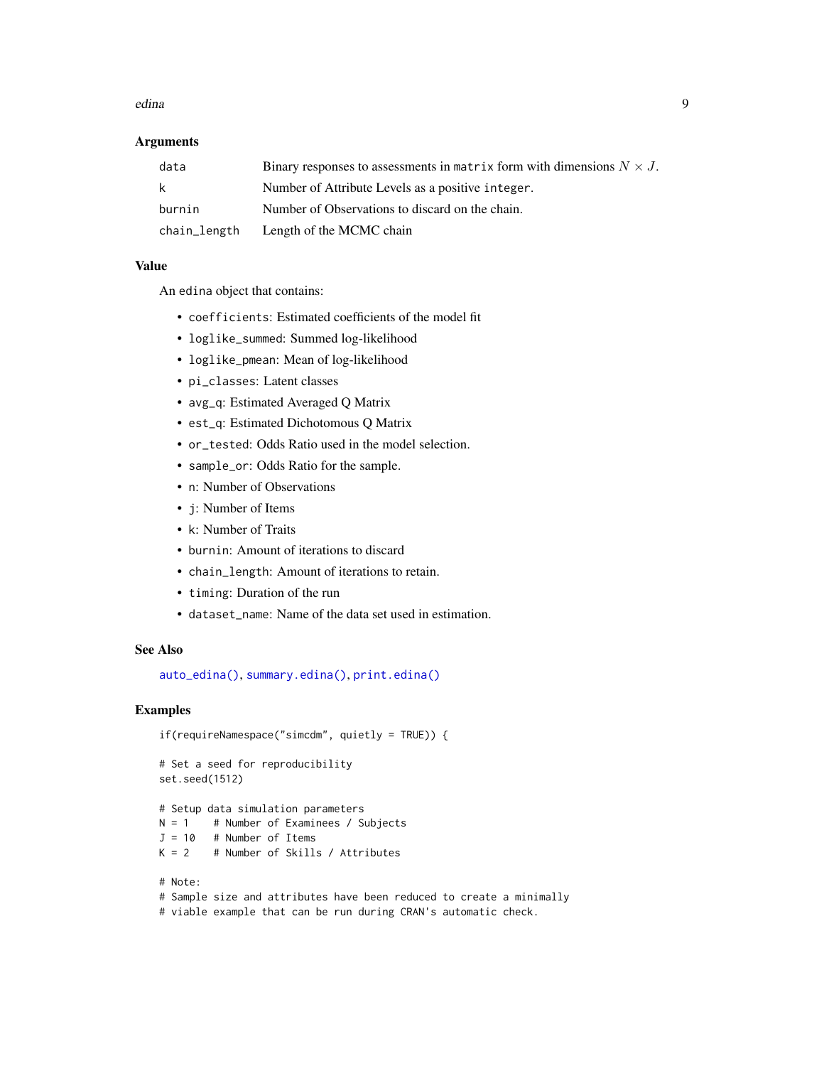### Arguments

| | |
|---|---|
| `data` | Binary responses to assessments in `matrix` form with dimensions $N \times J$. |
| `k` | Number of Attribute Levels as a positive `integer`. |
| `burnin` | Number of Observations to discard on the chain. |
| `chain_length` | Length of the MCMC chain |

### Value

An `edina` object that contains:

- `coefficients`: Estimated coefficients of the model fit
- `loglike_summed`: Summed log-likelihood
- `loglike_pmean`: Mean of log-likelihood
- `pi_classes`: Latent classes
- `avg_q`: Estimated Averaged Q Matrix
- `est_q`: Estimated Dichotomous Q Matrix
- `or_tested`: Odds Ratio used in the model selection.
- `sample_or`: Odds Ratio for the sample.
- `n`: Number of Observations
- `j`: Number of Items
- `k`: Number of Traits
- `burnin`: Amount of iterations to discard
- `chain_length`: Amount of iterations to retain.
- `timing`: Duration of the run
- `dataset_name`: Name of the data set used in estimation.

### See Also

`auto_edina()`, `summary.edina()`, `print.edina()`

### Examples

```
if(requireNamespace("simcdm", quietly = TRUE)) {

# Set a seed for reproducibility
set.seed(1512)

# Setup data simulation parameters
N = 1    # Number of Examinees / Subjects
J = 10   # Number of Items
K = 2    # Number of Skills / Attributes

# Note:
# Sample size and attributes have been reduced to create a minimally
# viable example that can be run during CRAN's automatic check.
```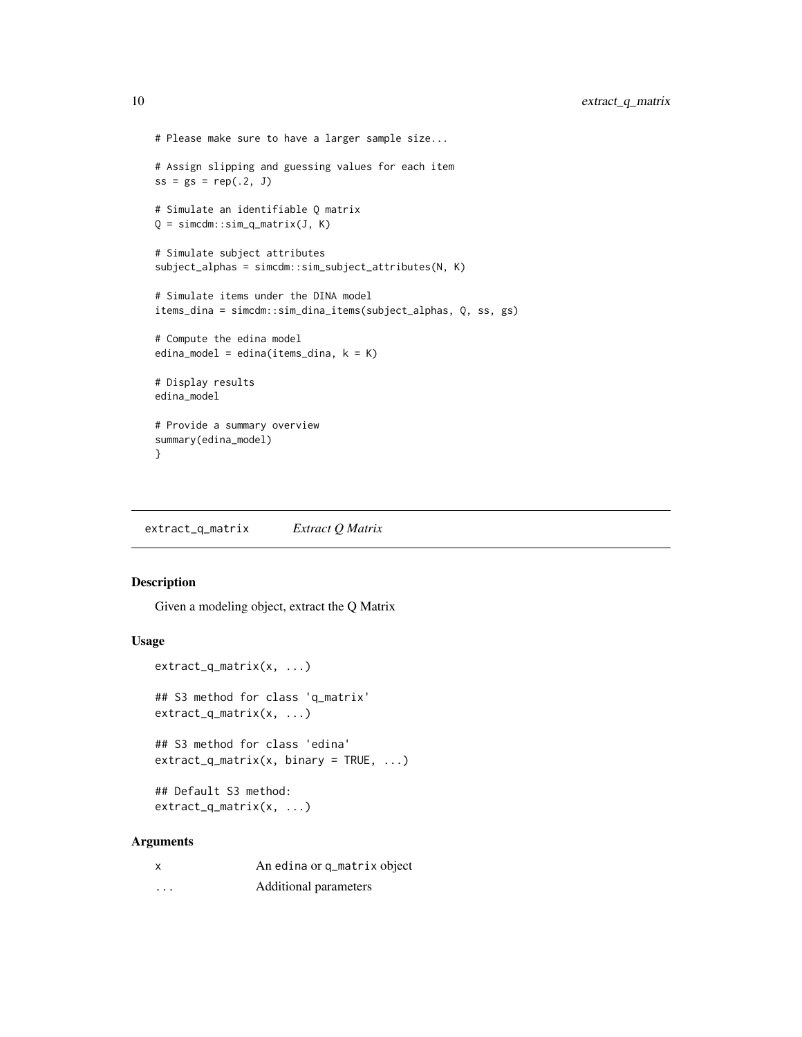```
# Please make sure to have a larger sample size...

# Assign slipping and guessing values for each item
ss = gs = rep(.2, J)

# Simulate an identifiable Q matrix
Q = simcdm::sim_q_matrix(J, K)

# Simulate subject attributes
subject_alphas = simcdm::sim_subject_attributes(N, K)

# Simulate items under the DINA model
items_dina = simcdm::sim_dina_items(subject_alphas, Q, ss, gs)

# Compute the edina model
edina_model = edina(items_dina, k = K)

# Display results
edina_model

# Provide a summary overview
summary(edina_model)
}
```

## extract_q_matrix *Extract Q Matrix*

### Description

Given a modeling object, extract the Q Matrix

### Usage

```
extract_q_matrix(x, ...)

## S3 method for class 'q_matrix'
extract_q_matrix(x, ...)

## S3 method for class 'edina'
extract_q_matrix(x, binary = TRUE, ...)

## Default S3 method:
extract_q_matrix(x, ...)
```

### Arguments

| | |
|---|---|
| x | An edina or q_matrix object |
| ... | Additional parameters |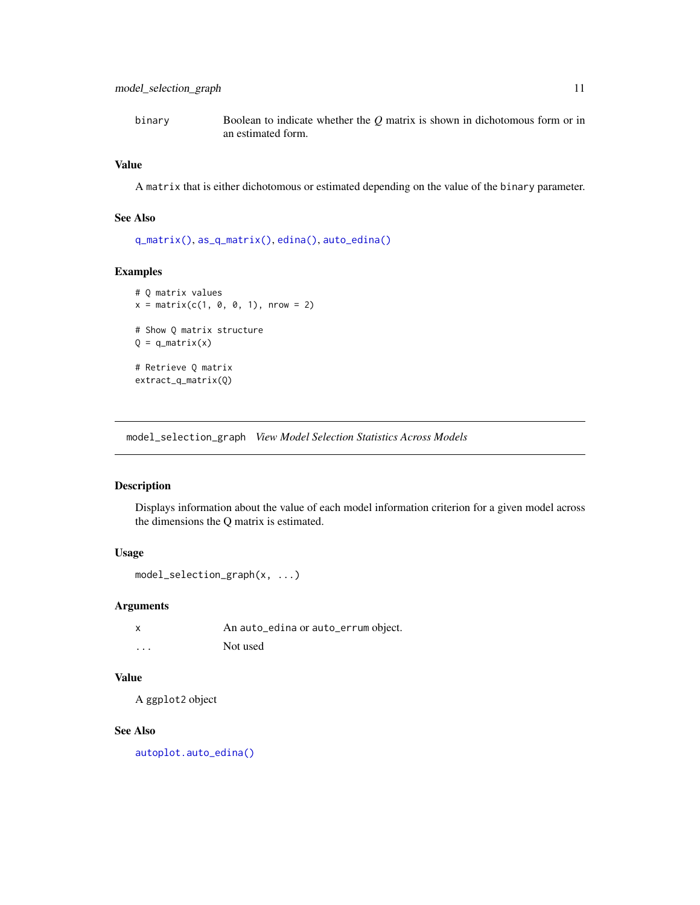binary — Boolean to indicate whether the $Q$ matrix is shown in dichotomous form or in an estimated form.

### Value

A `matrix` that is either dichotomous or estimated depending on the value of the `binary` parameter.

### See Also

`q_matrix()`, `as_q_matrix()`, `edina()`, `auto_edina()`

### Examples

```
# Q matrix values
x = matrix(c(1, 0, 0, 1), nrow = 2)

# Show Q matrix structure
Q = q_matrix(x)

# Retrieve Q matrix
extract_q_matrix(Q)
```

---

## model_selection_graph *View Model Selection Statistics Across Models*

### Description

Displays information about the value of each model information criterion for a given model across the dimensions the Q matrix is estimated.

### Usage

```
model_selection_graph(x, ...)
```

### Arguments

| | |
|---|---|
| x | An `auto_edina` or `auto_errum` object. |
| ... | Not used |

### Value

A `ggplot2` object

### See Also

`autoplot.auto_edina()`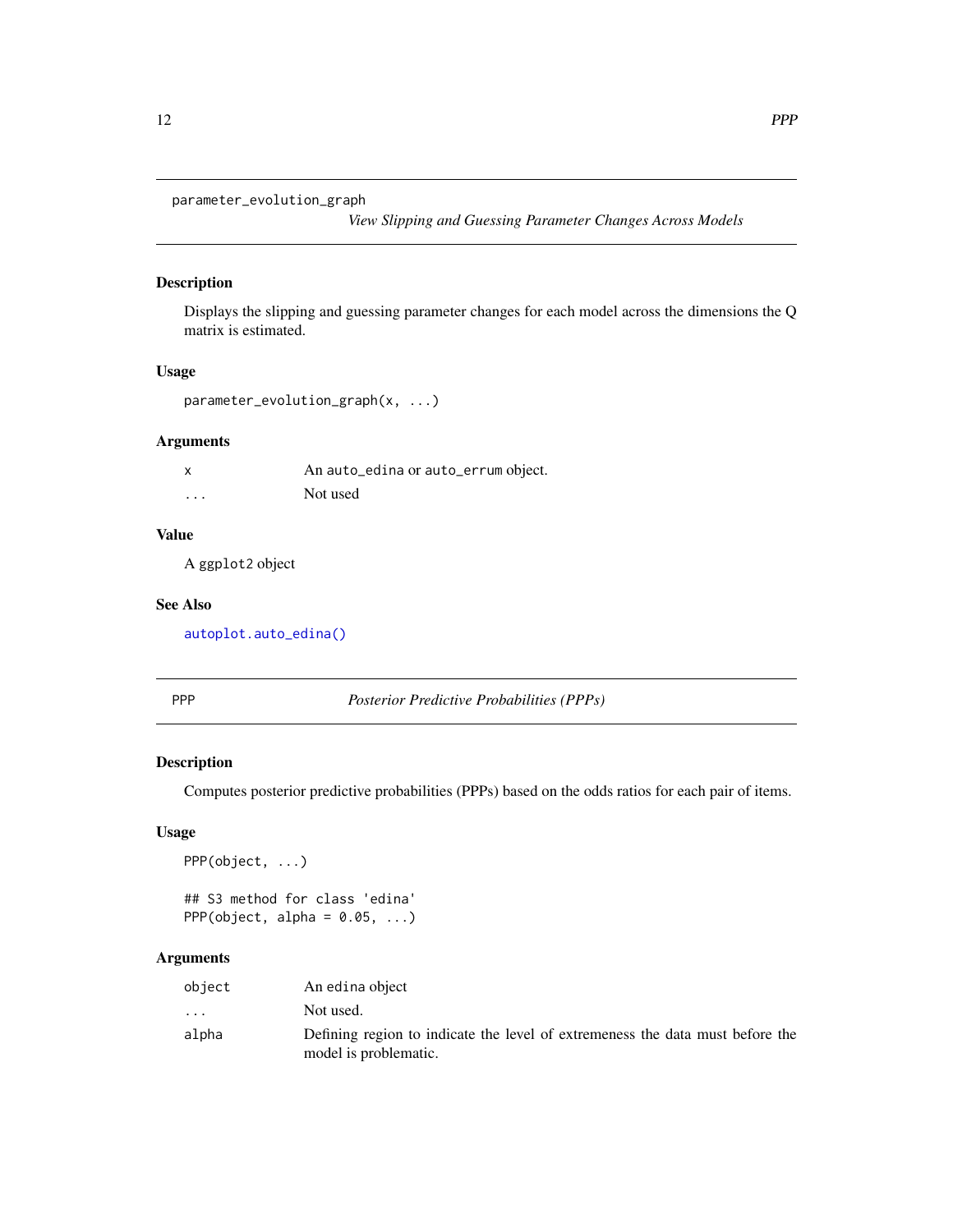## parameter_evolution_graph

*View Slipping and Guessing Parameter Changes Across Models*

### Description

Displays the slipping and guessing parameter changes for each model across the dimensions the Q matrix is estimated.

### Usage

```
parameter_evolution_graph(x, ...)
```

### Arguments

| | |
|---|---|
| x | An auto_edina or auto_errum object. |
| ... | Not used |

### Value

A ggplot2 object

### See Also

autoplot.auto_edina()

## PPP

*Posterior Predictive Probabilities (PPPs)*

### Description

Computes posterior predictive probabilities (PPPs) based on the odds ratios for each pair of items.

### Usage

```
PPP(object, ...)

## S3 method for class 'edina'
PPP(object, alpha = 0.05, ...)
```

### Arguments

| | |
|---|---|
| object | An edina object |
| ... | Not used. |
| alpha | Defining region to indicate the level of extremeness the data must before the model is problematic. |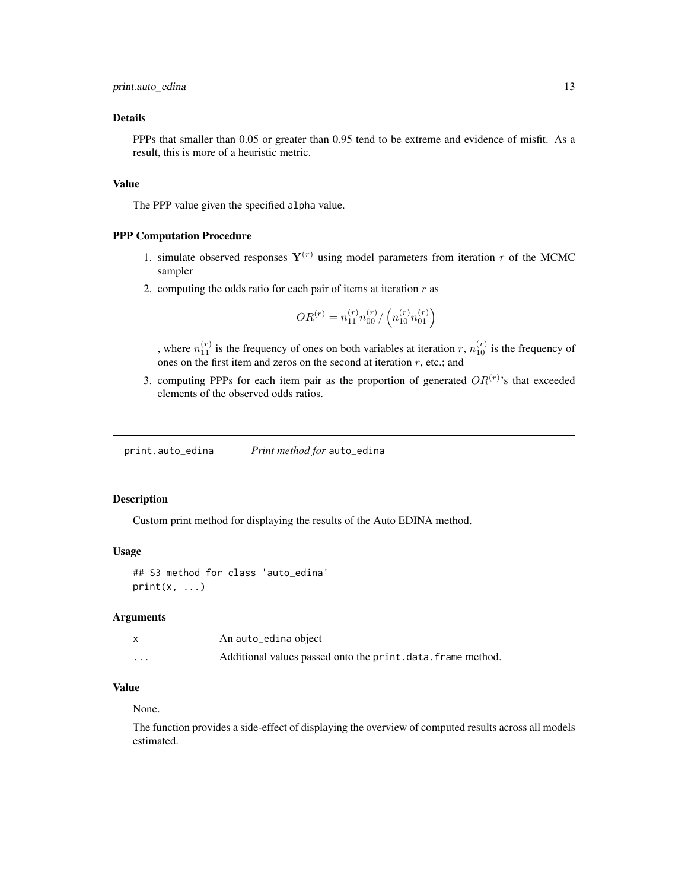### Details

PPPs that smaller than 0.05 or greater than 0.95 tend to be extreme and evidence of misfit. As a result, this is more of a heuristic metric.

### Value

The PPP value given the specified alpha value.

### PPP Computation Procedure

1. simulate observed responses $\mathbf{Y}^{(r)}$ using model parameters from iteration $r$ of the MCMC sampler
2. computing the odds ratio for each pair of items at iteration $r$ as

$$OR^{(r)} = n_{11}^{(r)} n_{00}^{(r)} / \left( n_{10}^{(r)} n_{01}^{(r)} \right)$$

, where $n_{11}^{(r)}$ is the frequency of ones on both variables at iteration $r$, $n_{10}^{(r)}$ is the frequency of ones on the first item and zeros on the second at iteration $r$, etc.; and

3. computing PPPs for each item pair as the proportion of generated $OR^{(r)}$'s that exceeded elements of the observed odds ratios.

---

## print.auto_edina — *Print method for* auto_edina

### Description

Custom print method for displaying the results of the Auto EDINA method.

### Usage

```
## S3 method for class 'auto_edina'
print(x, ...)
```

### Arguments

| | |
|---|---|
| x | An auto_edina object |
| ... | Additional values passed onto the print.data.frame method. |

### Value

None.

The function provides a side-effect of displaying the overview of computed results across all models estimated.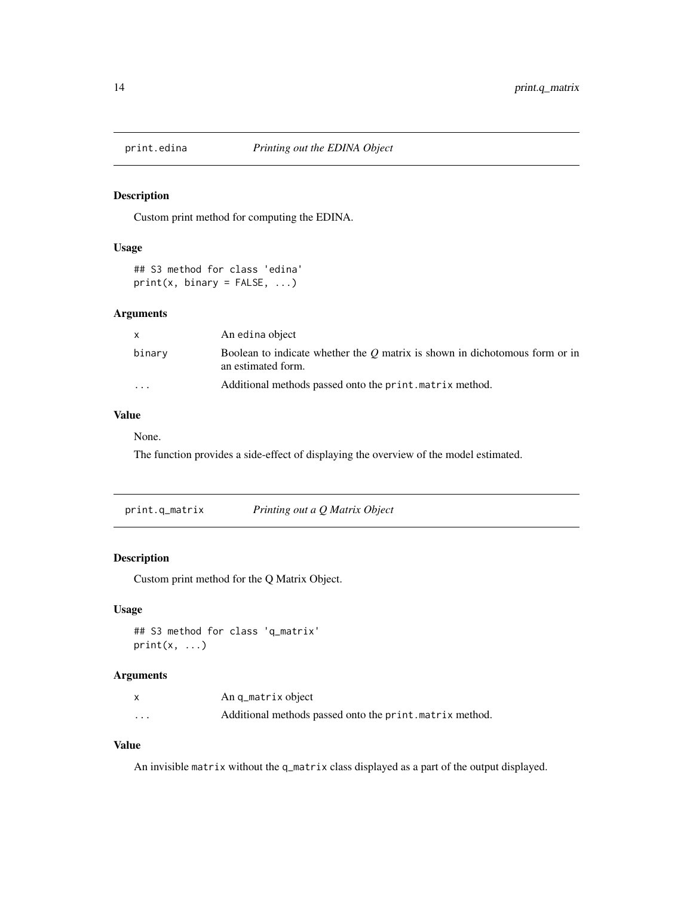## print.edina — *Printing out the EDINA Object*

### Description

Custom print method for computing the EDINA.

### Usage

```
## S3 method for class 'edina'
print(x, binary = FALSE, ...)
```

### Arguments

| | |
|---|---|
| x | An edina object |
| binary | Boolean to indicate whether the $Q$ matrix is shown in dichotomous form or in an estimated form. |
| ... | Additional methods passed onto the print.matrix method. |

### Value

None.

The function provides a side-effect of displaying the overview of the model estimated.

## print.q_matrix — *Printing out a Q Matrix Object*

### Description

Custom print method for the Q Matrix Object.

### Usage

```
## S3 method for class 'q_matrix'
print(x, ...)
```

### Arguments

| | |
|---|---|
| x | An q_matrix object |
| ... | Additional methods passed onto the print.matrix method. |

### Value

An invisible matrix without the q_matrix class displayed as a part of the output displayed.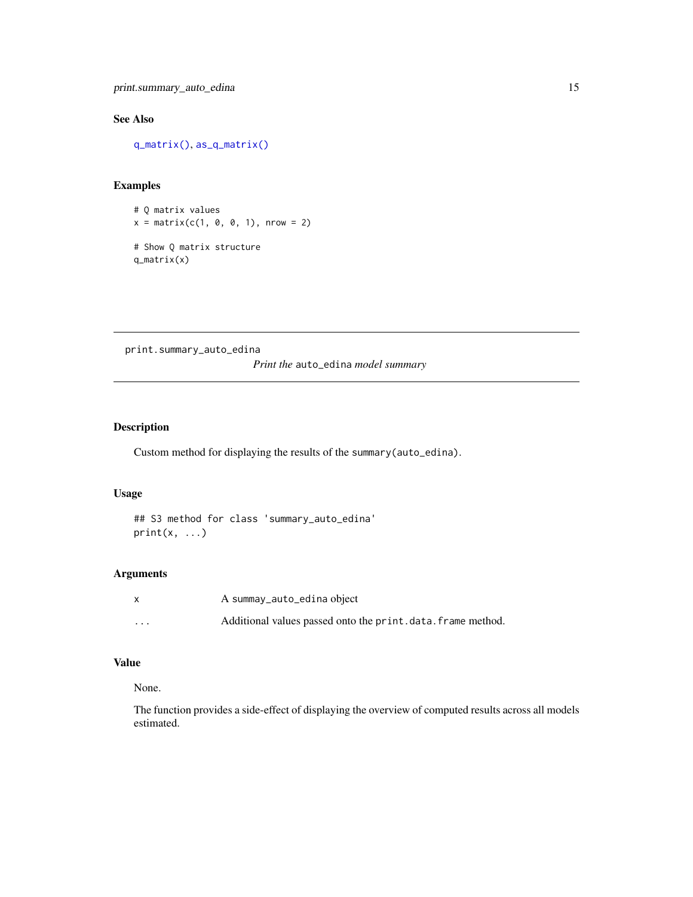## See Also

`q_matrix()`, `as_q_matrix()`

## Examples

```
# Q matrix values
x = matrix(c(1, 0, 0, 1), nrow = 2)

# Show Q matrix structure
q_matrix(x)
```

---

# print.summary_auto_edina

*Print the* `auto_edina` *model summary*

## Description

Custom method for displaying the results of the `summary(auto_edina)`.

## Usage

```
## S3 method for class 'summary_auto_edina'
print(x, ...)
```

## Arguments

| | |
|---|---|
| `x` | A `summay_auto_edina` object |
| `...` | Additional values passed onto the `print.data.frame` method. |

## Value

None.

The function provides a side-effect of displaying the overview of computed results across all models estimated.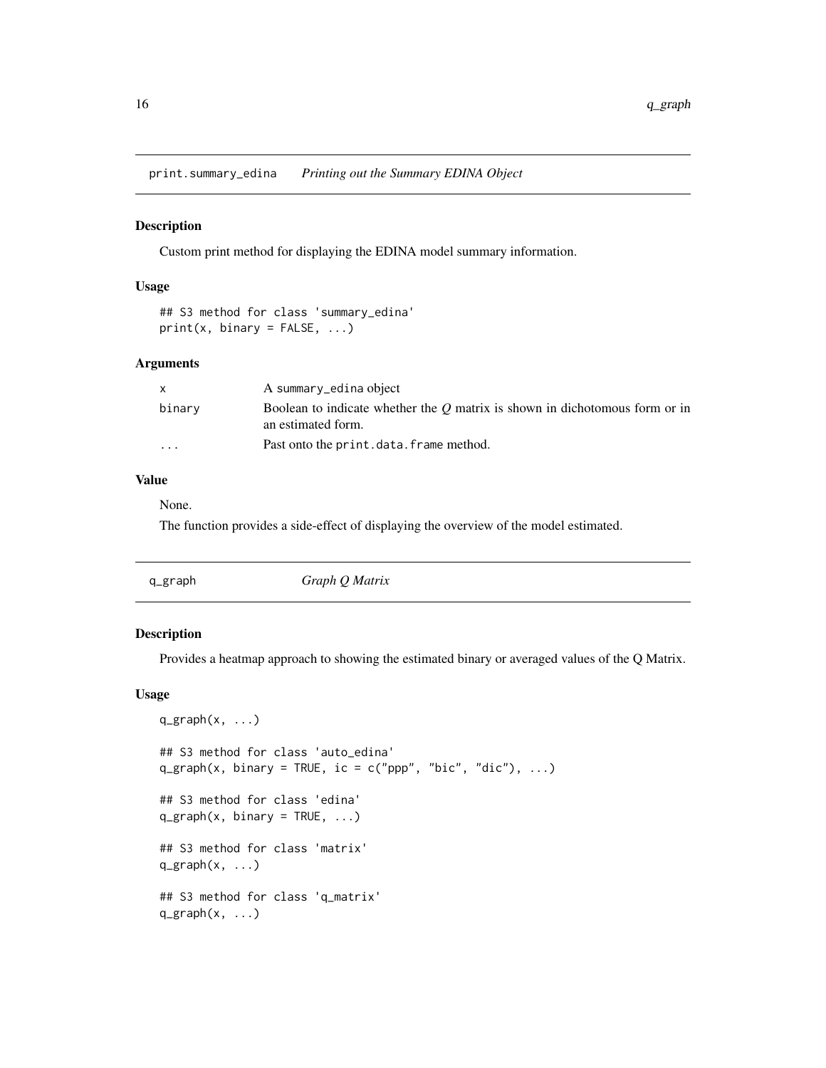## print.summary_edina *Printing out the Summary EDINA Object*

### Description

Custom print method for displaying the EDINA model summary information.

### Usage

```
## S3 method for class 'summary_edina'
print(x, binary = FALSE, ...)
```

### Arguments

| | |
|---|---|
| x | A summary_edina object |
| binary | Boolean to indicate whether the $Q$ matrix is shown in dichotomous form or in an estimated form. |
| ... | Past onto the print.data.frame method. |

### Value

None.

The function provides a side-effect of displaying the overview of the model estimated.

## q_graph *Graph Q Matrix*

### Description

Provides a heatmap approach to showing the estimated binary or averaged values of the Q Matrix.

### Usage

```
q_graph(x, ...)

## S3 method for class 'auto_edina'
q_graph(x, binary = TRUE, ic = c("ppp", "bic", "dic"), ...)

## S3 method for class 'edina'
q_graph(x, binary = TRUE, ...)

## S3 method for class 'matrix'
q_graph(x, ...)

## S3 method for class 'q_matrix'
q_graph(x, ...)
```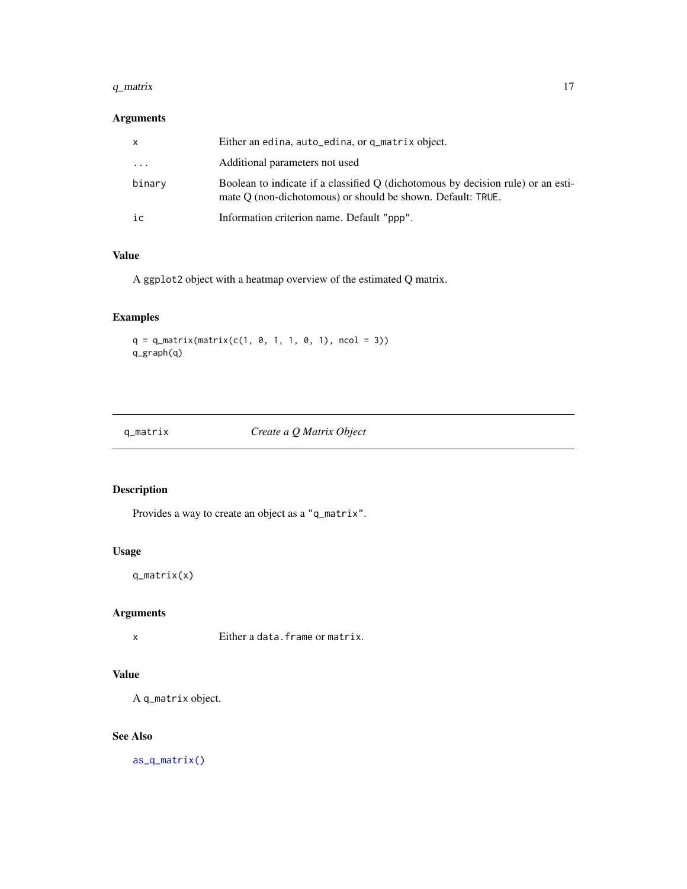### Arguments

| | |
|---|---|
| `x` | Either an `edina`, `auto_edina`, or `q_matrix` object. |
| `...` | Additional parameters not used |
| `binary` | Boolean to indicate if a classified Q (dichotomous by decision rule) or an estimate Q (non-dichotomous) or should be shown. Default: `TRUE`. |
| `ic` | Information criterion name. Default `"ppp"`. |

### Value

A `ggplot2` object with a heatmap overview of the estimated Q matrix.

### Examples

```
q = q_matrix(matrix(c(1, 0, 1, 1, 0, 1), ncol = 3))
q_graph(q)
```

---

## `q_matrix` — *Create a Q Matrix Object*

### Description

Provides a way to create an object as a `"q_matrix"`.

### Usage

```
q_matrix(x)
```

### Arguments

| | |
|---|---|
| `x` | Either a `data.frame` or `matrix`. |

### Value

A `q_matrix` object.

### See Also

`as_q_matrix()`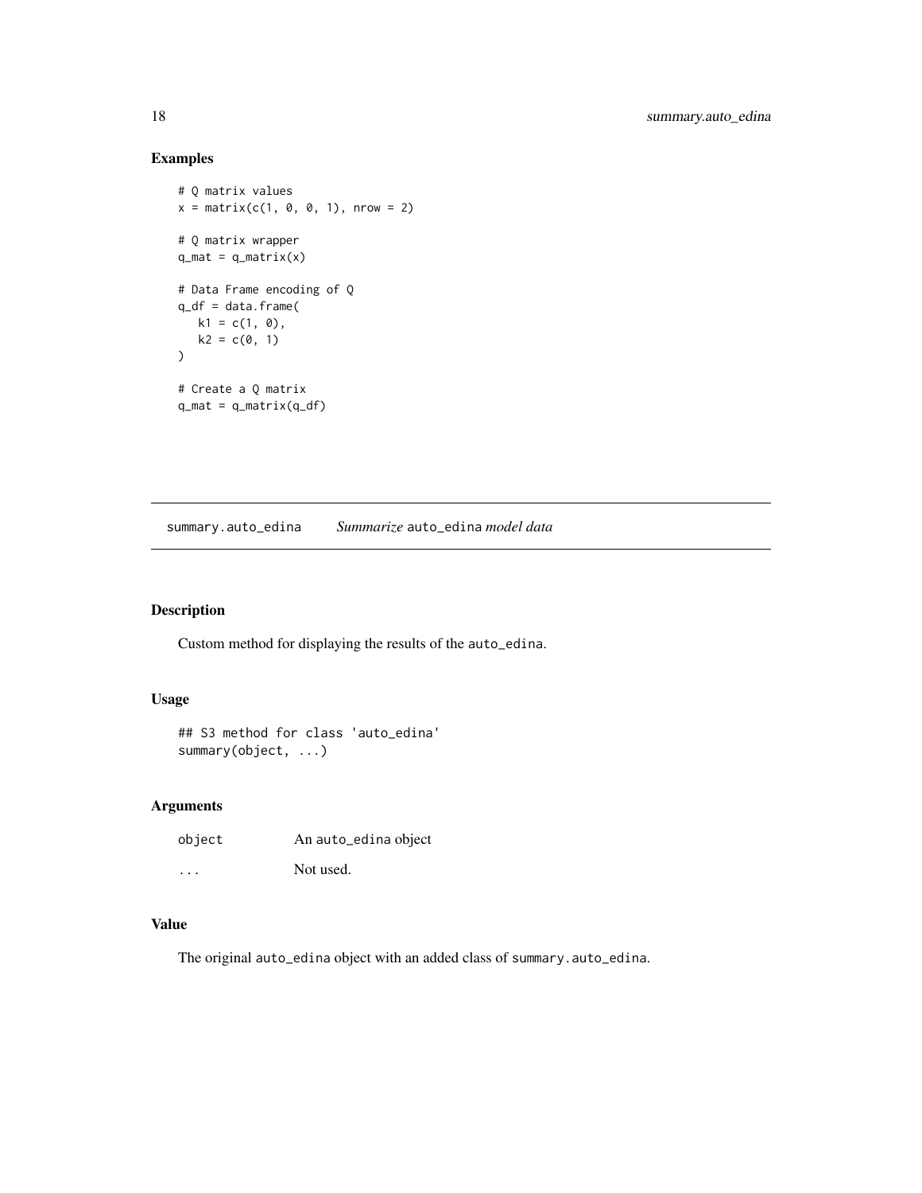## Examples

```
# Q matrix values
x = matrix(c(1, 0, 0, 1), nrow = 2)

# Q matrix wrapper
q_mat = q_matrix(x)

# Data Frame encoding of Q
q_df = data.frame(
   k1 = c(1, 0),
   k2 = c(0, 1)
)

# Create a Q matrix
q_mat = q_matrix(q_df)
```

---

# summary.auto_edina — *Summarize* `auto_edina` *model data*

---

## Description

Custom method for displaying the results of the `auto_edina`.

## Usage

```
## S3 method for class 'auto_edina'
summary(object, ...)
```

## Arguments

| | |
|---|---|
| `object` | An `auto_edina` object |
| `...` | Not used. |

## Value

The original `auto_edina` object with an added class of `summary.auto_edina`.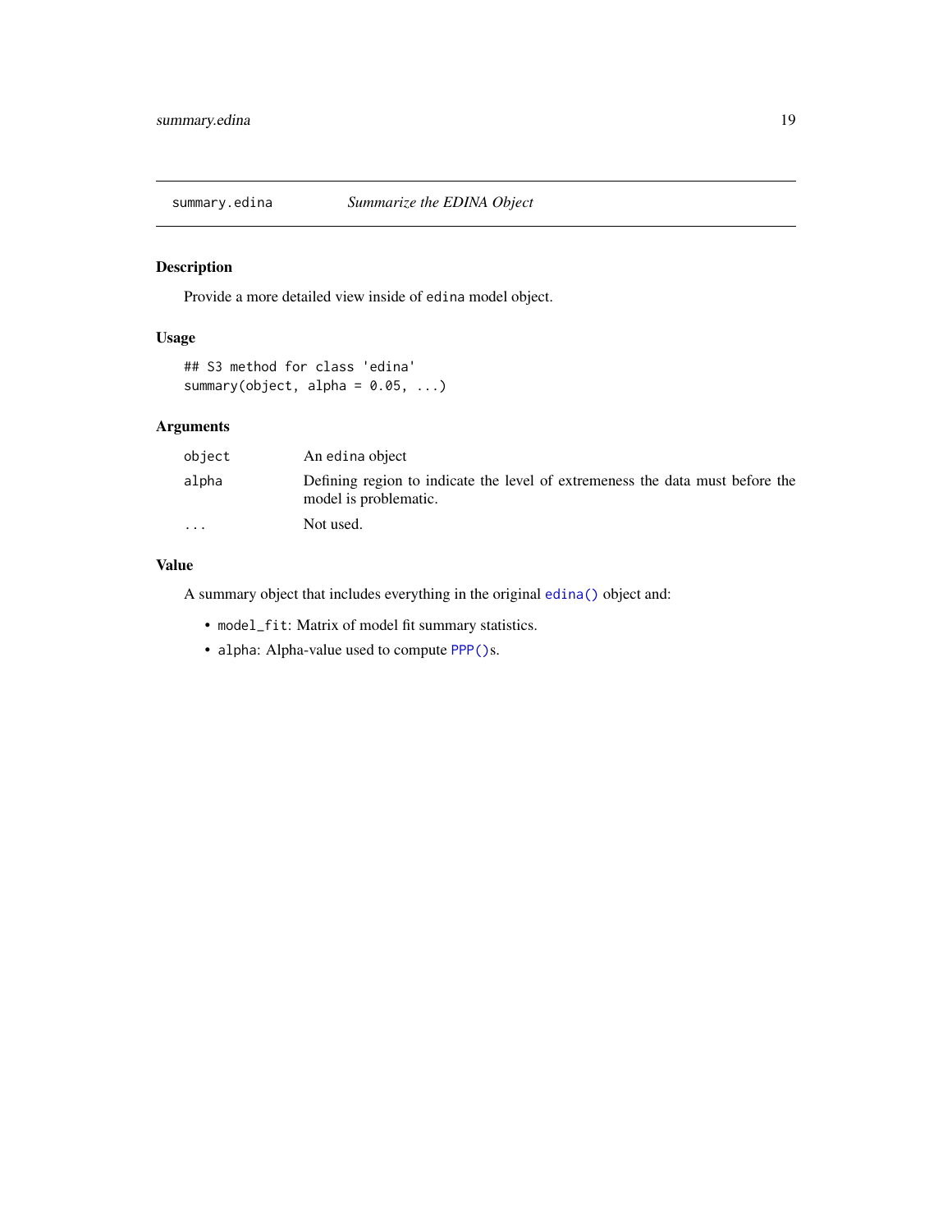## summary.edina — *Summarize the EDINA Object*

### Description

Provide a more detailed view inside of `edina` model object.

### Usage

```
## S3 method for class 'edina'
summary(object, alpha = 0.05, ...)
```

### Arguments

| | |
|---|---|
| `object` | An `edina` object |
| `alpha` | Defining region to indicate the level of extremeness the data must before the model is problematic. |
| `...` | Not used. |

### Value

A summary object that includes everything in the original `edina()` object and:

- `model_fit`: Matrix of model fit summary statistics.
- `alpha`: Alpha-value used to compute `PPP()`s.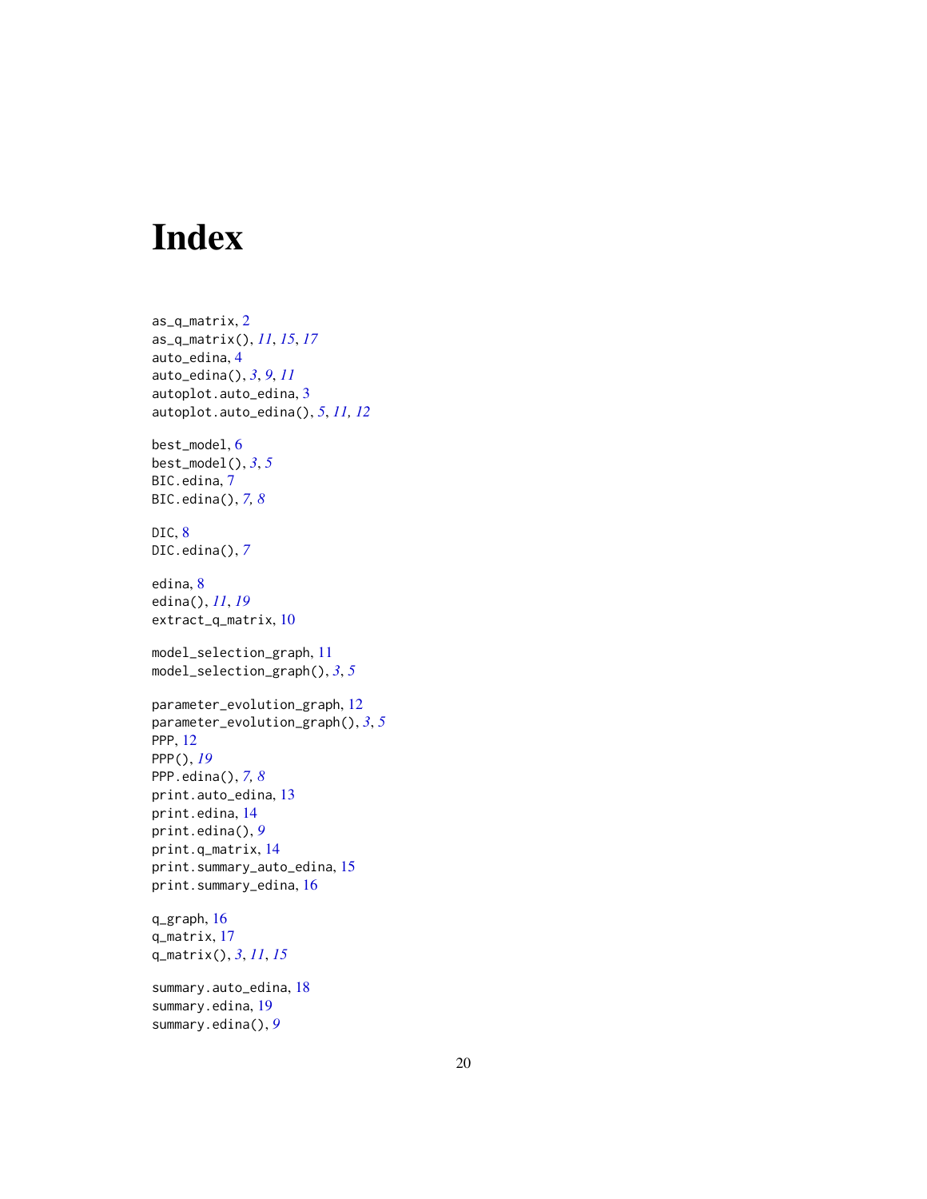# Index

as_q_matrix, 2
as_q_matrix(), *11*, *15*, *17*
auto_edina, 4
auto_edina(), *3*, *9*, *11*
autoplot.auto_edina, 3
autoplot.auto_edina(), *5*, *11, 12*

best_model, 6
best_model(), *3*, *5*
BIC.edina, 7
BIC.edina(), *7, 8*

DIC, 8
DIC.edina(), *7*

edina, 8
edina(), *11*, *19*
extract_q_matrix, 10

model_selection_graph, 11
model_selection_graph(), *3*, *5*

parameter_evolution_graph, 12
parameter_evolution_graph(), *3*, *5*
PPP, 12
PPP(), *19*
PPP.edina(), *7, 8*
print.auto_edina, 13
print.edina, 14
print.edina(), *9*
print.q_matrix, 14
print.summary_auto_edina, 15
print.summary_edina, 16

q_graph, 16
q_matrix, 17
q_matrix(), *3*, *11*, *15*

summary.auto_edina, 18
summary.edina, 19
summary.edina(), *9*